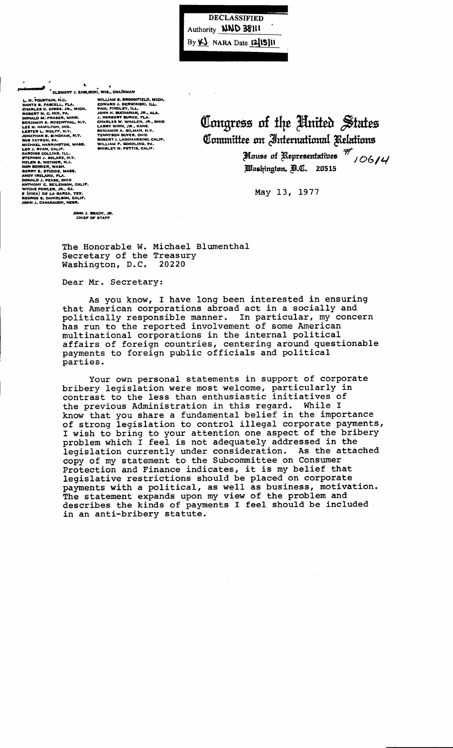DECLASSIFIED
Authority NND 38111
By KJ NARA Date 12/15/11

CLEMENT J. ZABLOCKI, WIS., CHAIRMAN

L. H. FOUNTAIN, N.C.
DANTE B. FASCELL, FLA.
CHARLES C. DIGGS, JR., MICH.
ROBERT N. C. NIX, PA.
DONALD M. FRASER, MINN.
BENJAMIN S. ROSENTHAL, N.Y.
LEE H. HAMILTON, IND.
LESTER L. WOLFF, N.Y.
JONATHAN B. BINGHAM, N.Y.
GUS YATRON, PA.
MICHAEL HARRINGTON, MASS.
LEO J. RYAN, CALIF.
CARDISS COLLINS, ILL.
STEPHEN J. SOLARZ, N.Y.
HELEN S. MEYNER, N.J.
DON BONKER, WASH.
GERRY E. STUDDS, MASS.
ANDY IRELAND, FLA.
DONALD J. PEASE, OHIO
ANTHONY C. BEILENSON, CALIF.
WYCHE FOWLER, JR., GA.
E (KIKA) DE LA GARZA, TEX.
GEORGE E. DANIELSON, CALIF.
JOHN J. CAVANAUGH, NEBR.

WILLIAM S. BROOMFIELD, MICH.
EDWARD J. DERWINSKI, ILL.
PAUL FINDLEY, ILL.
JOHN H. BUCHANAN, JR., ALA.
J. HERBERT BURKE, FLA.
CHARLES W. WHALEN, JR., OHIO
LARRY WINN, JR., KANS.
BENJAMIN A. GILMAN, N.Y.
TENNYSON GUYER, OHIO
ROBERT J. LAGOMARSINO, CALIF.
WILLIAM F. GOODLING, PA.
SHIRLEY N. PETTIS, CALIF.

JOHN J. BRADY, JR.
CHIEF OF STAFF

# Congress of the United States
## Committee on International Relations
House of Representatives # 10614
Washington, D.C. 20515

May 13, 1977

The Honorable W. Michael Blumenthal
Secretary of the Treasury
Washington, D.C. 20220

Dear Mr. Secretary:

As you know, I have long been interested in ensuring that American corporations abroad act in a socially and politically responsible manner. In particular, my concern has run to the reported involvement of some American multinational corporations in the internal political affairs of foreign countries, centering around questionable payments to foreign public officials and political parties.

Your own personal statements in support of corporate bribery legislation were most welcome, particularly in contrast to the less than enthusiastic initiatives of the previous Administration in this regard. While I know that you share a fundamental belief in the importance of strong legislation to control illegal corporate payments, I wish to bring to your attention one aspect of the bribery problem which I feel is not adequately addressed in the legislation currently under consideration. As the attached copy of my statement to the Subcommittee on Consumer Protection and Finance indicates, it is my belief that legislative restrictions should be placed on corporate payments with a political, as well as business, motivation. The statement expands upon my view of the problem and describes the kinds of payments I feel should be included in an anti-bribery statute.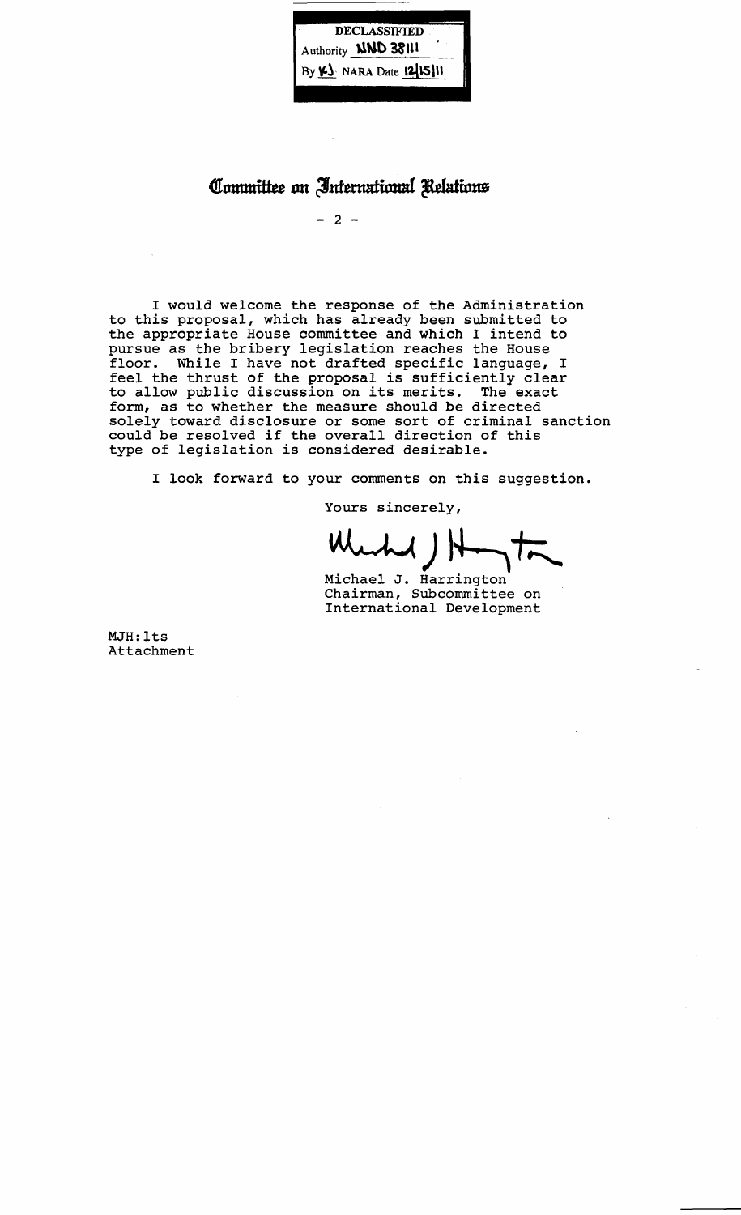DECLASSIFIED
Authority NND 38111
By KJ NARA Date 12/15/11

# Committee on International Relations

I would welcome the response of the Administration to this proposal, which has already been submitted to the appropriate House committee and which I intend to pursue as the bribery legislation reaches the House floor. While I have not drafted specific language, I feel the thrust of the proposal is sufficiently clear to allow public discussion on its merits. The exact form, as to whether the measure should be directed solely toward disclosure or some sort of criminal sanction could be resolved if the overall direction of this type of legislation is considered desirable.

I look forward to your comments on this suggestion.

Yours sincerely,

Michael J. Harrington
Chairman, Subcommittee on International Development

MJH:lts
Attachment